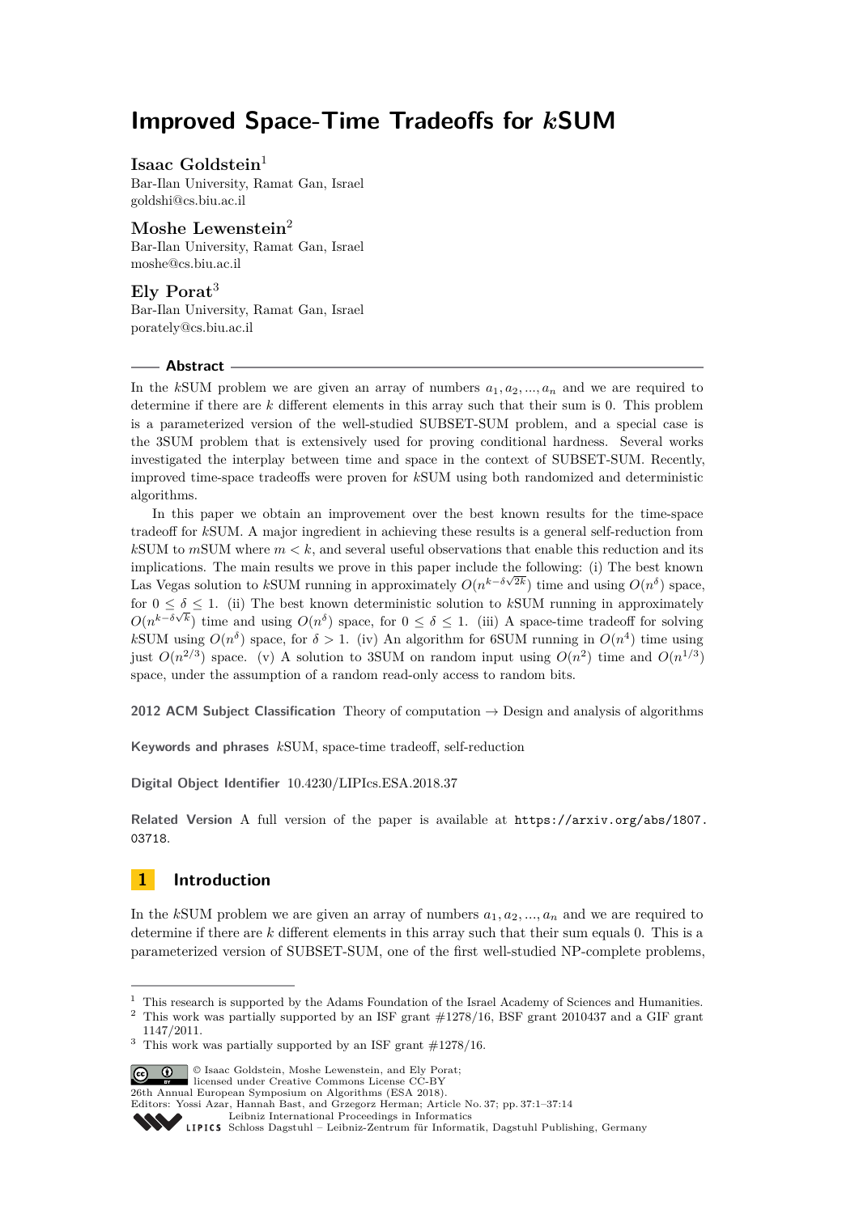# Improved Space-Time Tradeoffs for $k$SUM

**Isaac Goldstein**[1]

Bar-Ilan University, Ramat Gan, Israel
goldshi@cs.biu.ac.il

**Moshe Lewenstein**[2]

Bar-Ilan University, Ramat Gan, Israel
moshe@cs.biu.ac.il

**Ely Porat**[3]

Bar-Ilan University, Ramat Gan, Israel
poratety@cs.biu.ac.il

## Abstract

In the $k$SUM problem we are given an array of numbers $a_1, a_2, ..., a_n$ and we are required to determine if there are $k$ different elements in this array such that their sum is 0. This problem is a parameterized version of the well-studied SUBSET-SUM problem, and a special case is the 3SUM problem that is extensively used for proving conditional hardness. Several works investigated the interplay between time and space in the context of SUBSET-SUM. Recently, improved time-space tradeoffs were proven for $k$SUM using both randomized and deterministic algorithms.

In this paper we obtain an improvement over the best known results for the time-space tradeoff for $k$SUM. A major ingredient in achieving these results is a general self-reduction from $k$SUM to $m$SUM where $m < k$, and several useful observations that enable this reduction and its implications. The main results we prove in this paper include the following: (i) The best known Las Vegas solution to $k$SUM running in approximately $O(n^{k-\delta\sqrt{2k}})$ time and using $O(n^{\delta})$ space, for $0 \leq \delta \leq 1$. (ii) The best known deterministic solution to $k$SUM running in approximately $O(n^{k-\delta\sqrt{k}})$ time and using $O(n^{\delta})$ space, for $0 \leq \delta \leq 1$. (iii) A space-time tradeoff for solving $k$SUM using $O(n^{\delta})$ space, for $\delta > 1$. (iv) An algorithm for 6SUM running in $O(n^4)$ time using just $O(n^{2/3})$ space. (v) A solution to 3SUM on random input using $O(n^2)$ time and $O(n^{1/3})$ space, under the assumption of a random read-only access to random bits.

**2012 ACM Subject Classification** Theory of computation → Design and analysis of algorithms

**Keywords and phrases** $k$SUM, space-time tradeoff, self-reduction

**Digital Object Identifier** 10.4230/LIPIcs.ESA.2018.37

**Related Version** A full version of the paper is available at https://arxiv.org/abs/1807.03718.

## 1 Introduction

In the $k$SUM problem we are given an array of numbers $a_1, a_2, ..., a_n$ and we are required to determine if there are $k$ different elements in this array such that their sum equals 0. This is a parameterized version of SUBSET-SUM, one of the first well-studied NP-complete problems,

---

[1] This research is supported by the Adams Foundation of the Israel Academy of Sciences and Humanities.

[2] This work was partially supported by an ISF grant #1278/16, BSF grant 2010437 and a GIF grant 1147/2011.

[3] This work was partially supported by an ISF grant #1278/16.

© Isaac Goldstein, Moshe Lewenstein, and Ely Porat;
licensed under Creative Commons License CC-BY
26th Annual European Symposium on Algorithms (ESA 2018).
Editors: Yossi Azar, Hannah Bast, and Grzegorz Herman; Article No. 37; pp. 37:1–37:14
Leibniz International Proceedings in Informatics
Schloss Dagstuhl – Leibniz-Zentrum für Informatik, Dagstuhl Publishing, Germany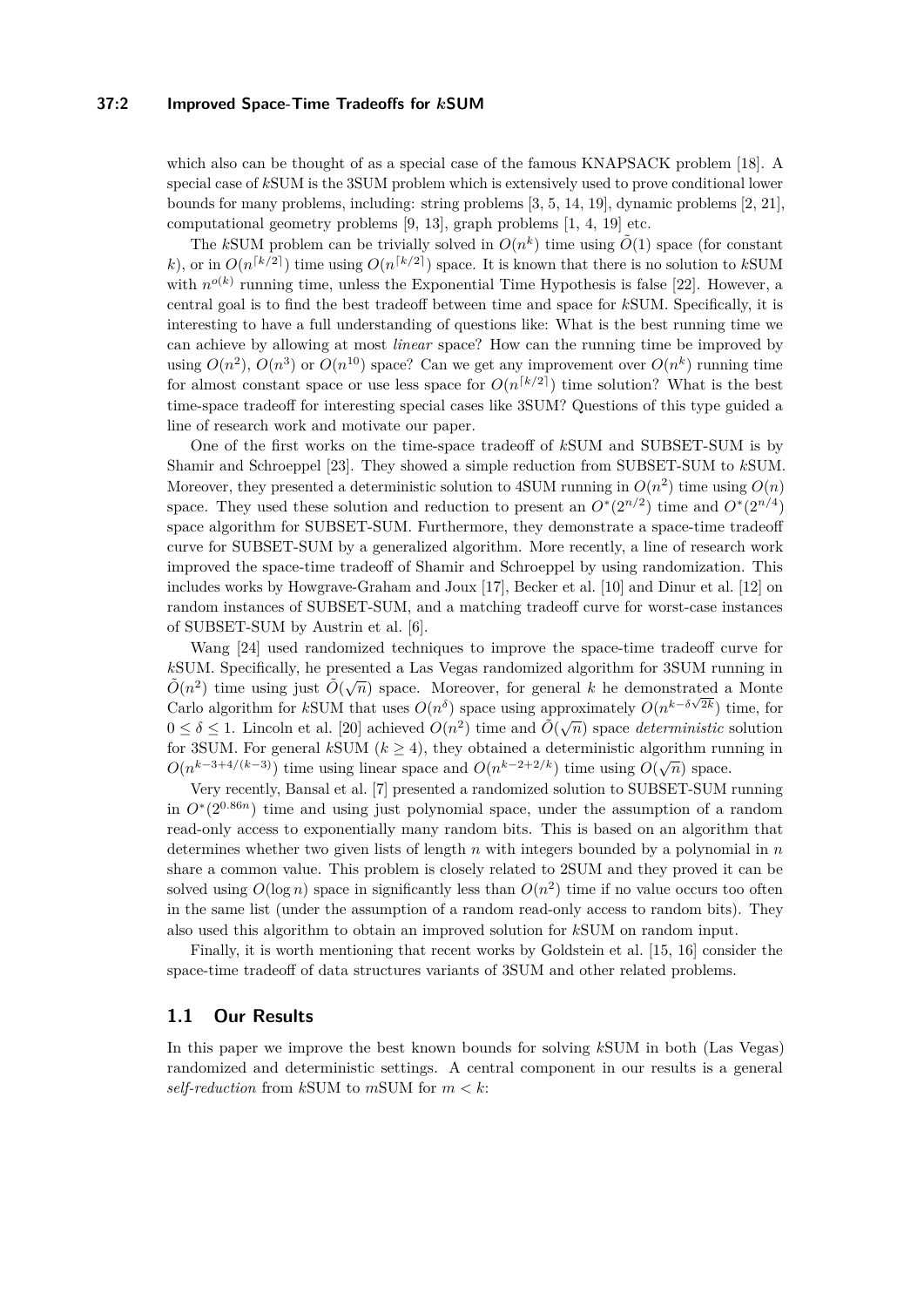which also can be thought of as a special case of the famous KNAPSACK problem [18]. A special case of $k$SUM is the 3SUM problem which is extensively used to prove conditional lower bounds for many problems, including: string problems [3, 5, 14, 19], dynamic problems [2, 21], computational geometry problems [9, 13], graph problems [1, 4, 19] etc.

The $k$SUM problem can be trivially solved in $O(n^k)$ time using $\tilde{O}(1)$ space (for constant $k$), or in $O(n^{\lceil k/2 \rceil})$ time using $O(n^{\lceil k/2 \rceil})$ space. It is known that there is no solution to $k$SUM with $n^{o(k)}$ running time, unless the Exponential Time Hypothesis is false [22]. However, a central goal is to find the best tradeoff between time and space for $k$SUM. Specifically, it is interesting to have a full understanding of questions like: What is the best running time we can achieve by allowing at most *linear* space? How can the running time be improved by using $O(n^2)$, $O(n^3)$ or $O(n^{10})$ space? Can we get any improvement over $O(n^k)$ running time for almost constant space or use less space for $O(n^{\lceil k/2 \rceil})$ time solution? What is the best time-space tradeoff for interesting special cases like 3SUM? Questions of this type guided a line of research work and motivate our paper.

One of the first works on the time-space tradeoff of $k$SUM and SUBSET-SUM is by Shamir and Schroeppel [23]. They showed a simple reduction from SUBSET-SUM to $k$SUM. Moreover, they presented a deterministic solution to 4SUM running in $O(n^2)$ time using $O(n)$ space. They used these solution and reduction to present an $O^*(2^{n/2})$ time and $O^*(2^{n/4})$ space algorithm for SUBSET-SUM. Furthermore, they demonstrate a space-time tradeoff curve for SUBSET-SUM by a generalized algorithm. More recently, a line of research work improved the space-time tradeoff of Shamir and Schroeppel by using randomization. This includes works by Howgrave-Graham and Joux [17], Becker et al. [10] and Dinur et al. [12] on random instances of SUBSET-SUM, and a matching tradeoff curve for worst-case instances of SUBSET-SUM by Austrin et al. [6].

Wang [24] used randomized techniques to improve the space-time tradeoff curve for $k$SUM. Specifically, he presented a Las Vegas randomized algorithm for 3SUM running in $\tilde{O}(n^2)$ time using just $\tilde{O}(\sqrt{n})$ space. Moreover, for general $k$ he demonstrated a Monte Carlo algorithm for $k$SUM that uses $O(n^\delta)$ space using approximately $O(n^{k-\delta\sqrt{2k}})$ time, for $0 \leq \delta \leq 1$. Lincoln et al. [20] achieved $O(n^2)$ time and $\tilde{O}(\sqrt{n})$ space *deterministic* solution for 3SUM. For general $k$SUM ($k \geq 4$), they obtained a deterministic algorithm running in $O(n^{k-3+4/(k-3)})$ time using linear space and $O(n^{k-2+2/k})$ time using $O(\sqrt{n})$ space.

Very recently, Bansal et al. [7] presented a randomized solution to SUBSET-SUM running in $O^*(2^{0.86n})$ time and using just polynomial space, under the assumption of a random read-only access to exponentially many random bits. This is based on an algorithm that determines whether two given lists of length $n$ with integers bounded by a polynomial in $n$ share a common value. This problem is closely related to 2SUM and they proved it can be solved using $O(\log n)$ space in significantly less than $O(n^2)$ time if no value occurs too often in the same list (under the assumption of a random read-only access to random bits). They also used this algorithm to obtain an improved solution for $k$SUM on random input.

Finally, it is worth mentioning that recent works by Goldstein et al. [15, 16] consider the space-time tradeoff of data structures variants of 3SUM and other related problems.

## 1.1 Our Results

In this paper we improve the best known bounds for solving $k$SUM in both (Las Vegas) randomized and deterministic settings. A central component in our results is a general *self-reduction* from $k$SUM to $m$SUM for $m < k$: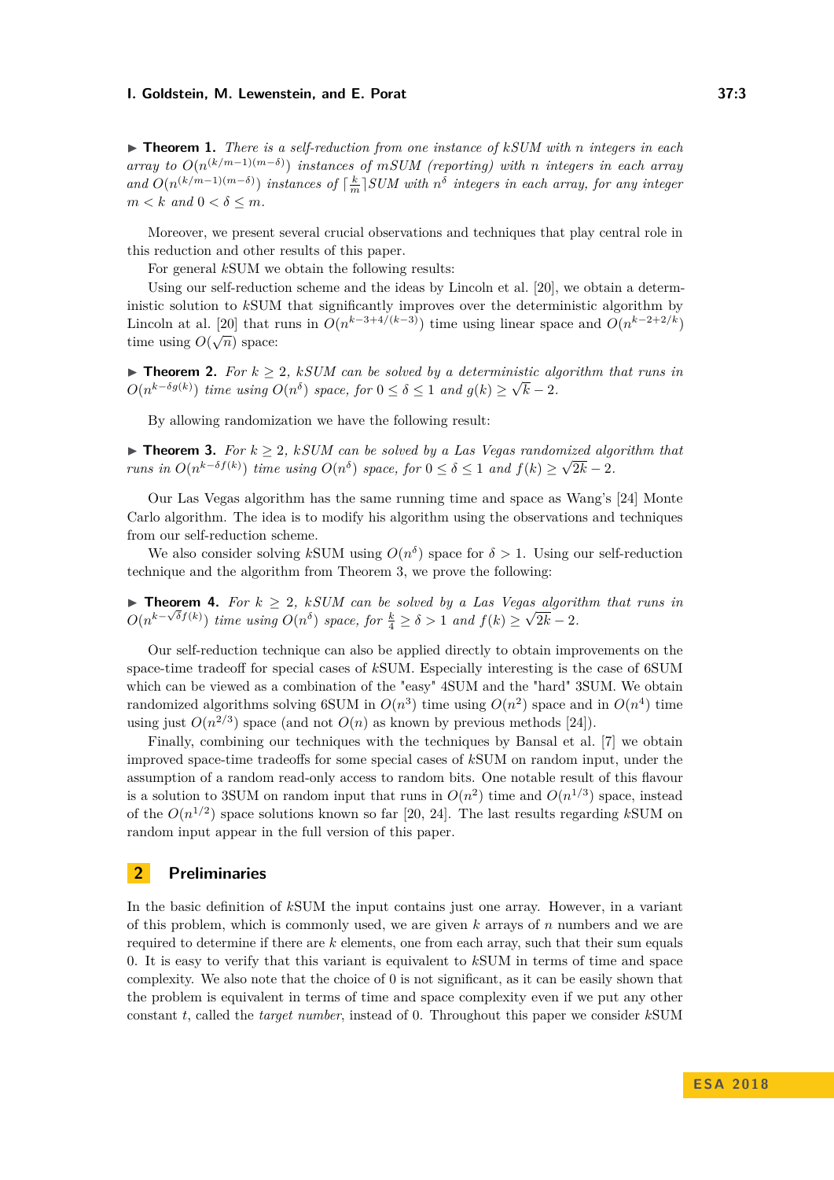▶ **Theorem 1.** *There is a self-reduction from one instance of kSUM with n integers in each array to $O(n^{(k/m-1)(m-\delta)})$ instances of mSUM (reporting) with n integers in each array and $O(n^{(k/m-1)(m-\delta)})$ instances of $\lceil \frac{k}{m} \rceil$SUM with $n^{\delta}$ integers in each array, for any integer $m < k$ and $0 < \delta \leq m$.*

Moreover, we present several crucial observations and techniques that play central role in this reduction and other results of this paper.

For general $k$SUM we obtain the following results:

Using our self-reduction scheme and the ideas by Lincoln et al. [20], we obtain a deterministic solution to $k$SUM that significantly improves over the deterministic algorithm by Lincoln at al. [20] that runs in $O(n^{k-3+4/(k-3)})$ time using linear space and $O(n^{k-2+2/k})$ time using $O(\sqrt{n})$ space:

▶ **Theorem 2.** *For $k \geq 2$, kSUM can be solved by a deterministic algorithm that runs in $O(n^{k-\delta g(k)})$ time using $O(n^{\delta})$ space, for $0 \leq \delta \leq 1$ and $g(k) \geq \sqrt{k} - 2$.*

By allowing randomization we have the following result:

▶ **Theorem 3.** *For $k \geq 2$, kSUM can be solved by a Las Vegas randomized algorithm that runs in $O(n^{k-\delta f(k)})$ time using $O(n^{\delta})$ space, for $0 \leq \delta \leq 1$ and $f(k) \geq \sqrt{2k} - 2$.*

Our Las Vegas algorithm has the same running time and space as Wang's [24] Monte Carlo algorithm. The idea is to modify his algorithm using the observations and techniques from our self-reduction scheme.

We also consider solving $k$SUM using $O(n^{\delta})$ space for $\delta > 1$. Using our self-reduction technique and the algorithm from Theorem 3, we prove the following:

▶ **Theorem 4.** *For $k \geq 2$, kSUM can be solved by a Las Vegas algorithm that runs in $O(n^{k-\sqrt{\delta}f(k)})$ time using $O(n^{\delta})$ space, for $\frac{k}{4} \geq \delta > 1$ and $f(k) \geq \sqrt{2k} - 2$.*

Our self-reduction technique can also be applied directly to obtain improvements on the space-time tradeoff for special cases of $k$SUM. Especially interesting is the case of 6SUM which can be viewed as a combination of the "easy" 4SUM and the "hard" 3SUM. We obtain randomized algorithms solving 6SUM in $O(n^3)$ time using $O(n^2)$ space and in $O(n^4)$ time using just $O(n^{2/3})$ space (and not $O(n)$ as known by previous methods [24]).

Finally, combining our techniques with the techniques by Bansal et al. [7] we obtain improved space-time tradeoffs for some special cases of $k$SUM on random input, under the assumption of a random read-only access to random bits. One notable result of this flavour is a solution to 3SUM on random input that runs in $O(n^2)$ time and $O(n^{1/3})$ space, instead of the $O(n^{1/2})$ space solutions known so far [20, 24]. The last results regarding $k$SUM on random input appear in the full version of this paper.

## 2 Preliminaries

In the basic definition of $k$SUM the input contains just one array. However, in a variant of this problem, which is commonly used, we are given $k$ arrays of $n$ numbers and we are required to determine if there are $k$ elements, one from each array, such that their sum equals 0. It is easy to verify that this variant is equivalent to $k$SUM in terms of time and space complexity. We also note that the choice of 0 is not significant, as it can be easily shown that the problem is equivalent in terms of time and space complexity even if we put any other constant $t$, called the *target number*, instead of 0. Throughout this paper we consider $k$SUM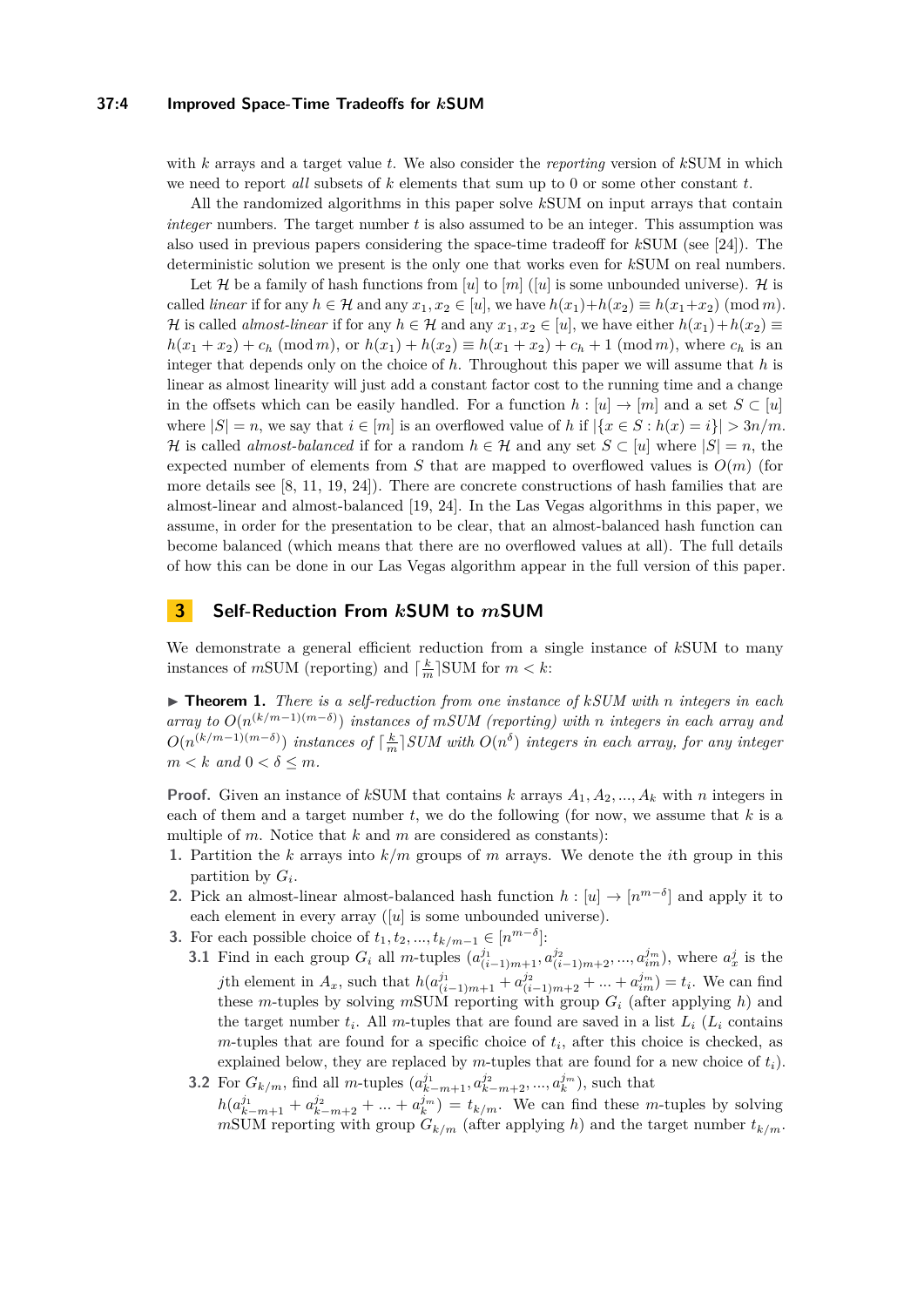with $k$ arrays and a target value $t$. We also consider the *reporting* version of $k$SUM in which we need to report *all* subsets of $k$ elements that sum up to 0 or some other constant $t$.

All the randomized algorithms in this paper solve $k$SUM on input arrays that contain *integer* numbers. The target number $t$ is also assumed to be an integer. This assumption was also used in previous papers considering the space-time tradeoff for $k$SUM (see [24]). The deterministic solution we present is the only one that works even for $k$SUM on real numbers.

Let $\mathcal{H}$ be a family of hash functions from $[u]$ to $[m]$ ($[u]$ is some unbounded universe). $\mathcal{H}$ is called *linear* if for any $h \in \mathcal{H}$ and any $x_1, x_2 \in [u]$, we have $h(x_1)+h(x_2) \equiv h(x_1+x_2) \pmod{m}$. $\mathcal{H}$ is called *almost-linear* if for any $h \in \mathcal{H}$ and any $x_1, x_2 \in [u]$, we have either $h(x_1)+h(x_2) \equiv h(x_1+x_2)+c_h \pmod{m}$, or $h(x_1)+h(x_2) \equiv h(x_1+x_2)+c_h+1 \pmod{m}$, where $c_h$ is an integer that depends only on the choice of $h$. Throughout this paper we will assume that $h$ is linear as almost linearity will just add a constant factor cost to the running time and a change in the offsets which can be easily handled. For a function $h : [u] \to [m]$ and a set $S \subset [u]$ where $|S| = n$, we say that $i \in [m]$ is an overflowed value of $h$ if $|\{x \in S : h(x) = i\}| > 3n/m$. $\mathcal{H}$ is called *almost-balanced* if for a random $h \in \mathcal{H}$ and any set $S \subset [u]$ where $|S| = n$, the expected number of elements from $S$ that are mapped to overflowed values is $O(m)$ (for more details see [8, 11, 19, 24]). There are concrete constructions of hash families that are almost-linear and almost-balanced [19, 24]. In the Las Vegas algorithms in this paper, we assume, in order for the presentation to be clear, that an almost-balanced hash function can become balanced (which means that there are no overflowed values at all). The full details of how this can be done in our Las Vegas algorithm appear in the full version of this paper.

## 3 Self-Reduction From $k$SUM to $m$SUM

We demonstrate a general efficient reduction from a single instance of $k$SUM to many instances of $m$SUM (reporting) and $\lceil \frac{k}{m} \rceil$SUM for $m < k$:

▶ **Theorem 1.** *There is a self-reduction from one instance of $k$SUM with $n$ integers in each array to $O(n^{(k/m-1)(m-\delta)})$ instances of $m$SUM (reporting) with $n$ integers in each array and $O(n^{(k/m-1)(m-\delta)})$ instances of $\lceil \frac{k}{m} \rceil$SUM with $O(n^{\delta})$ integers in each array, for any integer $m < k$ and $0 < \delta \leq m$.*

**Proof.** Given an instance of $k$SUM that contains $k$ arrays $A_1, A_2, ..., A_k$ with $n$ integers in each of them and a target number $t$, we do the following (for now, we assume that $k$ is a multiple of $m$. Notice that $k$ and $m$ are considered as constants):

1. Partition the $k$ arrays into $k/m$ groups of $m$ arrays. We denote the $i$th group in this partition by $G_i$.
2. Pick an almost-linear almost-balanced hash function $h : [u] \to [n^{m-\delta}]$ and apply it to each element in every array ($[u]$ is some unbounded universe).
3. For each possible choice of $t_1, t_2, ..., t_{k/m-1} \in [n^{m-\delta}]$:
   - **3.1** Find in each group $G_i$ all $m$-tuples $(a^{j_1}_{(i-1)m+1}, a^{j_2}_{(i-1)m+2}, ..., a^{j_m}_{im})$, where $a^j_x$ is the $j$th element in $A_x$, such that $h(a^{j_1}_{(i-1)m+1} + a^{j_2}_{(i-1)m+2} + ... + a^{j_m}_{im}) = t_i$. We can find these $m$-tuples by solving $m$SUM reporting with group $G_i$ (after applying $h$) and the target number $t_i$. All $m$-tuples that are found are saved in a list $L_i$ ($L_i$ contains $m$-tuples that are found for a specific choice of $t_i$, after this choice is checked, as explained below, they are replaced by $m$-tuples that are found for a new choice of $t_i$).
   - **3.2** For $G_{k/m}$, find all $m$-tuples $(a^{j_1}_{k-m+1}, a^{j_2}_{k-m+2}, ..., a^{j_m}_{k})$, such that $h(a^{j_1}_{k-m+1} + a^{j_2}_{k-m+2} + ... + a^{j_m}_{k}) = t_{k/m}$. We can find these $m$-tuples by solving $m$SUM reporting with group $G_{k/m}$ (after applying $h$) and the target number $t_{k/m}$.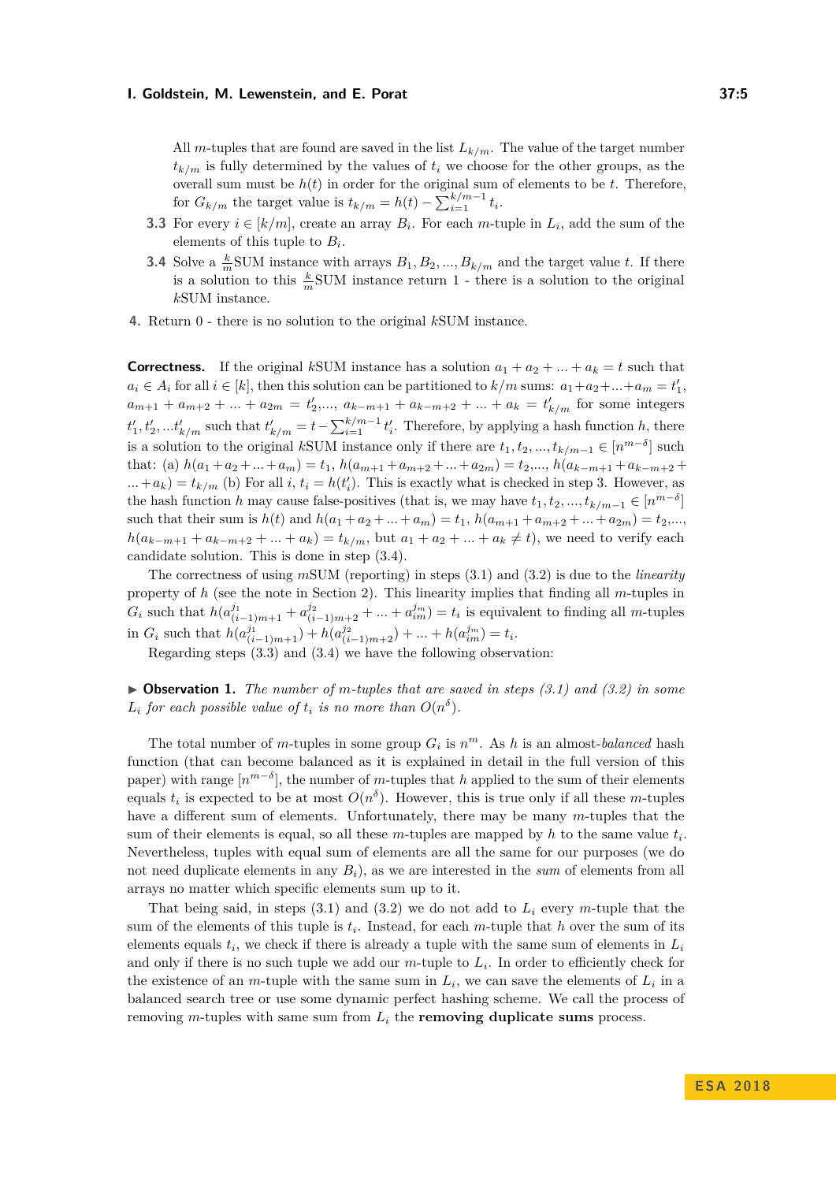All $m$-tuples that are found are saved in the list $L_{k/m}$. The value of the target number $t_{k/m}$ is fully determined by the values of $t_i$ we choose for the other groups, as the overall sum must be $h(t)$ in order for the original sum of elements to be $t$. Therefore, for $G_{k/m}$ the target value is $t_{k/m} = h(t) - \sum_{i=1}^{k/m-1} t_i$.

**3.3** For every $i \in [k/m]$, create an array $B_i$. For each $m$-tuple in $L_i$, add the sum of the elements of this tuple to $B_i$.

**3.4** Solve a $\frac{k}{m}$SUM instance with arrays $B_1, B_2, ..., B_{k/m}$ and the target value $t$. If there is a solution to this $\frac{k}{m}$SUM instance return 1 - there is a solution to the original $k$SUM instance.

**4.** Return 0 - there is no solution to the original $k$SUM instance.

**Correctness.** If the original $k$SUM instance has a solution $a_1 + a_2 + ... + a_k = t$ such that $a_i \in A_i$ for all $i \in [k]$, then this solution can be partitioned to $k/m$ sums: $a_1+a_2+...+a_m = t'_1$, $a_{m+1} + a_{m+2} + ... + a_{2m} = t'_2$,..., $a_{k-m+1} + a_{k-m+2} + ... + a_k = t'_{k/m}$ for some integers $t'_1, t'_2, ...t'_{k/m}$ such that $t'_{k/m} = t - \sum_{i=1}^{k/m-1} t'_i$. Therefore, by applying a hash function $h$, there is a solution to the original $k$SUM instance only if there are $t_1, t_2, ..., t_{k/m-1} \in [n^{m-\delta}]$ such that: (a) $h(a_1+a_2+...+a_m) = t_1$, $h(a_{m+1}+a_{m+2}+...+a_{2m}) = t_2$,..., $h(a_{k-m+1}+a_{k-m+2}+ ... + a_k) = t_{k/m}$ (b) For all $i$, $t_i = h(t'_i)$. This is exactly what is checked in step 3. However, as the hash function $h$ may cause false-positives (that is, we may have $t_1, t_2, ..., t_{k/m-1} \in [n^{m-\delta}]$ such that their sum is $h(t)$ and $h(a_1 + a_2 + ... + a_m) = t_1$, $h(a_{m+1} + a_{m+2} + ... + a_{2m}) = t_2$,..., $h(a_{k-m+1} + a_{k-m+2} + ... + a_k) = t_{k/m}$, but $a_1 + a_2 + ... + a_k \neq t$), we need to verify each candidate solution. This is done in step (3.4).

The correctness of using $m$SUM (reporting) in steps (3.1) and (3.2) is due to the *linearity* property of $h$ (see the note in Section 2). This linearity implies that finding all $m$-tuples in $G_i$ such that $h(a^{j_1}_{(i-1)m+1} + a^{j_2}_{(i-1)m+2} + ... + a^{j_m}_{im}) = t_i$ is equivalent to finding all $m$-tuples in $G_i$ such that $h(a^{j_1}_{(i-1)m+1}) + h(a^{j_2}_{(i-1)m+2}) + ... + h(a^{j_m}_{im}) = t_i$.

Regarding steps (3.3) and (3.4) we have the following observation:

▶ **Observation 1.** *The number of $m$-tuples that are saved in steps (3.1) and (3.2) in some $L_i$ for each possible value of $t_i$ is no more than $O(n^\delta)$.*

The total number of $m$-tuples in some group $G_i$ is $n^m$. As $h$ is an almost-*balanced* hash function (that can become balanced as it is explained in detail in the full version of this paper) with range $[n^{m-\delta}]$, the number of $m$-tuples that $h$ applied to the sum of their elements equals $t_i$ is expected to be at most $O(n^\delta)$. However, this is true only if all these $m$-tuples have a different sum of elements. Unfortunately, there may be many $m$-tuples that the sum of their elements is equal, so all these $m$-tuples are mapped by $h$ to the same value $t_i$. Nevertheless, tuples with equal sum of elements are all the same for our purposes (we do not need duplicate elements in any $B_i$), as we are interested in the *sum* of elements from all arrays no matter which specific elements sum up to it.

That being said, in steps (3.1) and (3.2) we do not add to $L_i$ every $m$-tuple that the sum of the elements of this tuple is $t_i$. Instead, for each $m$-tuple that $h$ over the sum of its elements equals $t_i$, we check if there is already a tuple with the same sum of elements in $L_i$ and only if there is no such tuple we add our $m$-tuple to $L_i$. In order to efficiently check for the existence of an $m$-tuple with the same sum in $L_i$, we can save the elements of $L_i$ in a balanced search tree or use some dynamic perfect hashing scheme. We call the process of removing $m$-tuples with same sum from $L_i$ the **removing duplicate sums** process.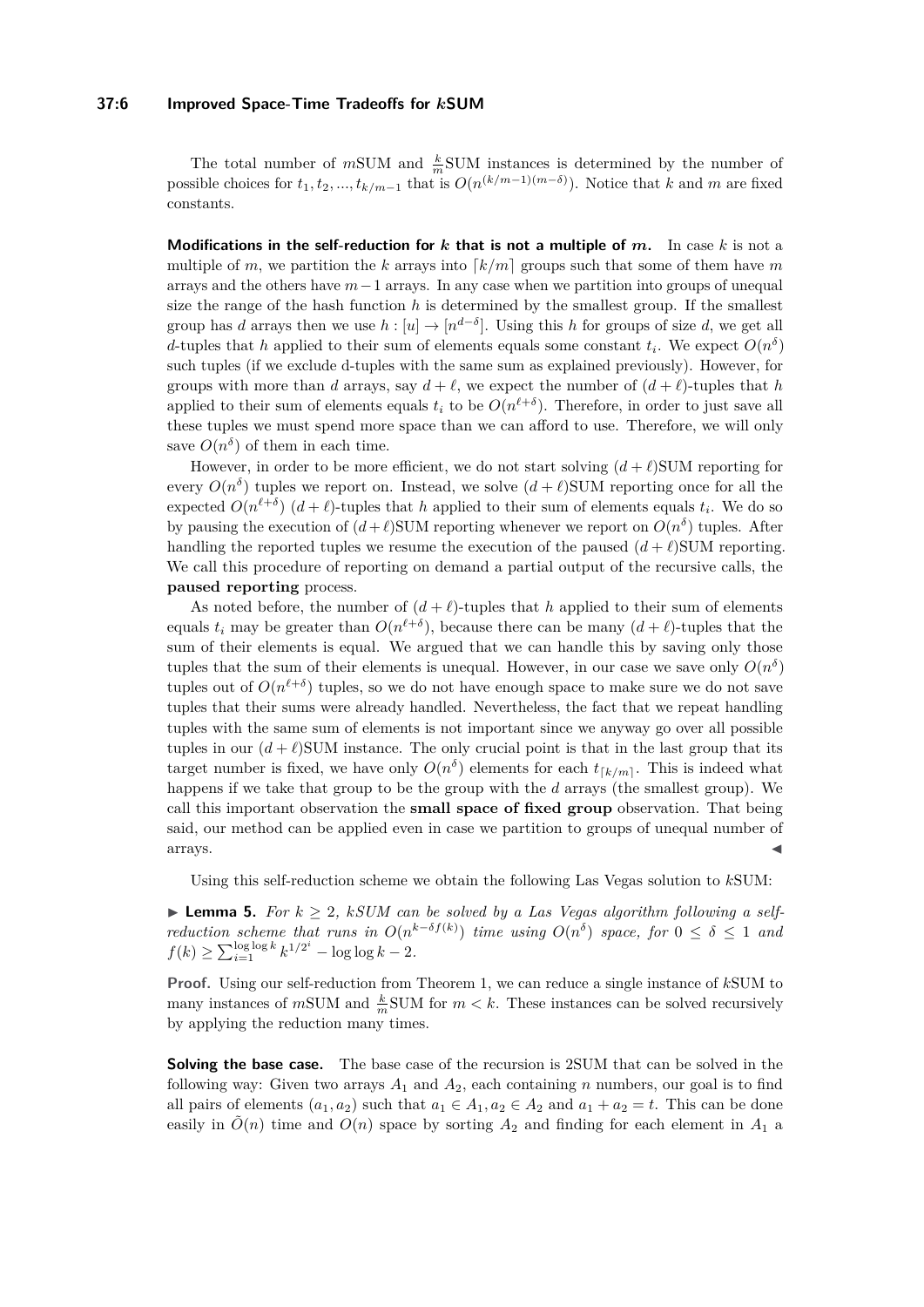The total number of $m$SUM and $\frac{k}{m}$SUM instances is determined by the number of possible choices for $t_1, t_2, ..., t_{k/m-1}$ that is $O(n^{(k/m-1)(m-\delta)})$. Notice that $k$ and $m$ are fixed constants.

**Modifications in the self-reduction for $k$ that is not a multiple of $m$.** In case $k$ is not a multiple of $m$, we partition the $k$ arrays into $\lceil k/m \rceil$ groups such that some of them have $m$ arrays and the others have $m-1$ arrays. In any case when we partition into groups of unequal size the range of the hash function $h$ is determined by the smallest group. If the smallest group has $d$ arrays then we use $h : [u] \to [n^{d-\delta}]$. Using this $h$ for groups of size $d$, we get all $d$-tuples that $h$ applied to their sum of elements equals some constant $t_i$. We expect $O(n^\delta)$ such tuples (if we exclude d-tuples with the same sum as explained previously). However, for groups with more than $d$ arrays, say $d+\ell$, we expect the number of $(d+\ell)$-tuples that $h$ applied to their sum of elements equals $t_i$ to be $O(n^{\ell+\delta})$. Therefore, in order to just save all these tuples we must spend more space than we can afford to use. Therefore, we will only save $O(n^\delta)$ of them in each time.

However, in order to be more efficient, we do not start solving $(d+\ell)$SUM reporting for every $O(n^\delta)$ tuples we report on. Instead, we solve $(d+\ell)$SUM reporting once for all the expected $O(n^{\ell+\delta})$ $(d+\ell)$-tuples that $h$ applied to their sum of elements equals $t_i$. We do so by pausing the execution of $(d+\ell)$SUM reporting whenever we report on $O(n^\delta)$ tuples. After handling the reported tuples we resume the execution of the paused $(d+\ell)$SUM reporting. We call this procedure of reporting on demand a partial output of the recursive calls, the **paused reporting** process.

As noted before, the number of $(d+\ell)$-tuples that $h$ applied to their sum of elements equals $t_i$ may be greater than $O(n^{\ell+\delta})$, because there can be many $(d+\ell)$-tuples that the sum of their elements is equal. We argued that we can handle this by saving only those tuples that the sum of their elements is unequal. However, in our case we save only $O(n^\delta)$ tuples out of $O(n^{\ell+\delta})$ tuples, so we do not have enough space to make sure we do not save tuples that their sums were already handled. Nevertheless, the fact that we repeat handling tuples with the same sum of elements is not important since we anyway go over all possible tuples in our $(d+\ell)$SUM instance. The only crucial point is that in the last group that its target number is fixed, we have only $O(n^\delta)$ elements for each $t_{\lceil k/m \rceil}$. This is indeed what happens if we take that group to be the group with the $d$ arrays (the smallest group). We call this important observation the **small space of fixed group** observation. That being said, our method can be applied even in case we partition to groups of unequal number of arrays. ◀

Using this self-reduction scheme we obtain the following Las Vegas solution to $k$SUM:

▶ **Lemma 5.** *For $k \geq 2$, $k$SUM can be solved by a Las Vegas algorithm following a self-reduction scheme that runs in $O(n^{k-\delta f(k)})$ time using $O(n^\delta)$ space, for $0 \leq \delta \leq 1$ and $f(k) \geq \sum_{i=1}^{\log\log k} k^{1/2^i} - \log\log k - 2$.*

**Proof.** Using our self-reduction from Theorem 1, we can reduce a single instance of $k$SUM to many instances of $m$SUM and $\frac{k}{m}$SUM for $m < k$. These instances can be solved recursively by applying the reduction many times.

**Solving the base case.** The base case of the recursion is 2SUM that can be solved in the following way: Given two arrays $A_1$ and $A_2$, each containing $n$ numbers, our goal is to find all pairs of elements $(a_1, a_2)$ such that $a_1 \in A_1, a_2 \in A_2$ and $a_1 + a_2 = t$. This can be done easily in $\tilde{O}(n)$ time and $O(n)$ space by sorting $A_2$ and finding for each element in $A_1$ a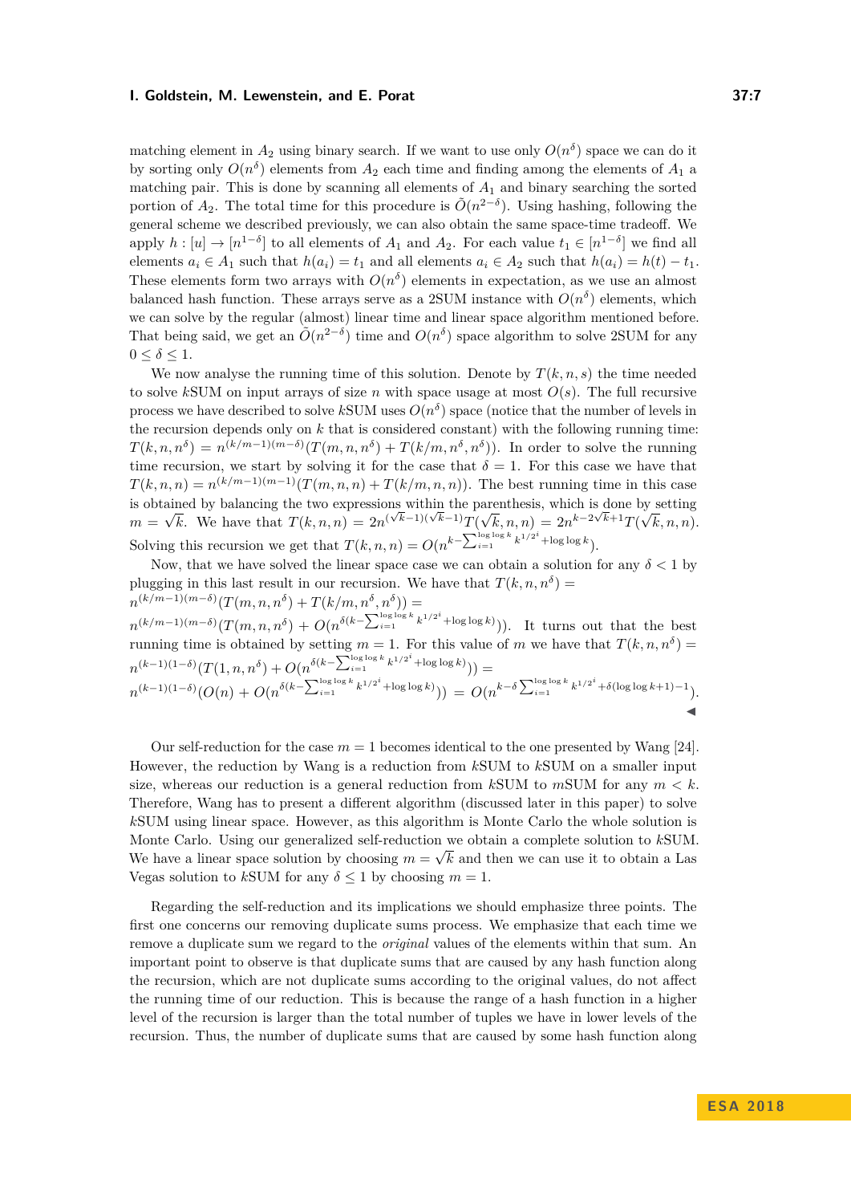matching element in $A_2$ using binary search. If we want to use only $O(n^\delta)$ space we can do it by sorting only $O(n^\delta)$ elements from $A_2$ each time and finding among the elements of $A_1$ a matching pair. This is done by scanning all elements of $A_1$ and binary searching the sorted portion of $A_2$. The total time for this procedure is $\tilde{O}(n^{2-\delta})$. Using hashing, following the general scheme we described previously, we can also obtain the same space-time tradeoff. We apply $h : [u] \to [n^{1-\delta}]$ to all elements of $A_1$ and $A_2$. For each value $t_1 \in [n^{1-\delta}]$ we find all elements $a_i \in A_1$ such that $h(a_i) = t_1$ and all elements $a_i \in A_2$ such that $h(a_i) = h(t) - t_1$. These elements form two arrays with $O(n^\delta)$ elements in expectation, as we use an almost balanced hash function. These arrays serve as a 2SUM instance with $O(n^\delta)$ elements, which we can solve by the regular (almost) linear time and linear space algorithm mentioned before. That being said, we get an $\tilde{O}(n^{2-\delta})$ time and $O(n^\delta)$ space algorithm to solve 2SUM for any $0 \leq \delta \leq 1$.

We now analyse the running time of this solution. Denote by $T(k, n, s)$ the time needed to solve $k$SUM on input arrays of size $n$ with space usage at most $O(s)$. The full recursive process we have described to solve $k$SUM uses $O(n^\delta)$ space (notice that the number of levels in the recursion depends only on $k$ that is considered constant) with the following running time: $T(k, n, n^\delta) = n^{(k/m-1)(m-\delta)}(T(m, n, n^\delta) + T(k/m, n^\delta, n^\delta))$. In order to solve the running time recursion, we start by solving it for the case that $\delta = 1$. For this case we have that $T(k, n, n) = n^{(k/m-1)(m-1)}(T(m, n, n) + T(k/m, n, n))$. The best running time in this case is obtained by balancing the two expressions within the parenthesis, which is done by setting $m = \sqrt{k}$. We have that $T(k, n, n) = 2n^{(\sqrt{k}-1)(\sqrt{k}-1)}T(\sqrt{k}, n, n) = 2n^{k-2\sqrt{k}+1}T(\sqrt{k}, n, n)$. Solving this recursion we get that $T(k, n, n) = O(n^{k-\sum_{i=1}^{\log\log k} k^{1/2^i} + \log\log k})$.

Now, that we have solved the linear space case we can obtain a solution for any $\delta < 1$ by plugging in this last result in our recursion. We have that $T(k, n, n^\delta) =$
$n^{(k/m-1)(m-\delta)}(T(m, n, n^\delta) + T(k/m, n^\delta, n^\delta)) =$
$n^{(k/m-1)(m-\delta)}(T(m, n, n^\delta) + O(n^{\delta(k-\sum_{i=1}^{\log\log k} k^{1/2^i} + \log\log k)}))$. It turns out that the best running time is obtained by setting $m = 1$. For this value of $m$ we have that $T(k, n, n^\delta) =$
$n^{(k-1)(1-\delta)}(T(1, n, n^\delta) + O(n^{\delta(k-\sum_{i=1}^{\log\log k} k^{1/2^i} + \log\log k)})) =$
$n^{(k-1)(1-\delta)}(O(n) + O(n^{\delta(k-\sum_{i=1}^{\log\log k} k^{1/2^i} + \log\log k)})) = O(n^{k-\delta\sum_{i=1}^{\log\log k} k^{1/2^i} + \delta(\log\log k+1)-1})$.
◀

Our self-reduction for the case $m = 1$ becomes identical to the one presented by Wang [24]. However, the reduction by Wang is a reduction from $k$SUM to $k$SUM on a smaller input size, whereas our reduction is a general reduction from $k$SUM to $m$SUM for any $m < k$. Therefore, Wang has to present a different algorithm (discussed later in this paper) to solve $k$SUM using linear space. However, as this algorithm is Monte Carlo the whole solution is Monte Carlo. Using our generalized self-reduction we obtain a complete solution to $k$SUM. We have a linear space solution by choosing $m = \sqrt{k}$ and then we can use it to obtain a Las Vegas solution to $k$SUM for any $\delta \leq 1$ by choosing $m = 1$.

Regarding the self-reduction and its implications we should emphasize three points. The first one concerns our removing duplicate sums process. We emphasize that each time we remove a duplicate sum we regard to the *original* values of the elements within that sum. An important point to observe is that duplicate sums that are caused by any hash function along the recursion, which are not duplicate sums according to the original values, do not affect the running time of our reduction. This is because the range of a hash function in a higher level of the recursion is larger than the total number of tuples we have in lower levels of the recursion. Thus, the number of duplicate sums that are caused by some hash function along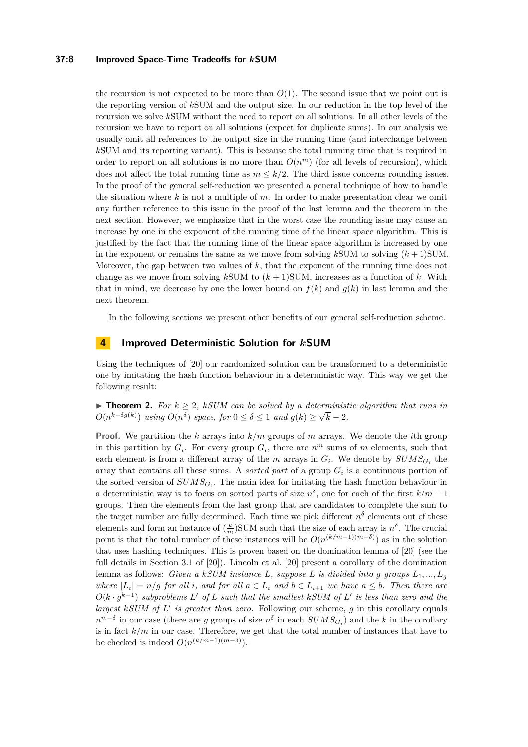the recursion is not expected to be more than $O(1)$. The second issue that we point out is the reporting version of $k$SUM and the output size. In our reduction in the top level of the recursion we solve $k$SUM without the need to report on all solutions. In all other levels of the recursion we have to report on all solutions (expect for duplicate sums). In our analysis we usually omit all references to the output size in the running time (and interchange between $k$SUM and its reporting variant). This is because the total running time that is required in order to report on all solutions is no more than $O(n^m)$ (for all levels of recursion), which does not affect the total running time as $m \leq k/2$. The third issue concerns rounding issues. In the proof of the general self-reduction we presented a general technique of how to handle the situation where $k$ is not a multiple of $m$. In order to make presentation clear we omit any further reference to this issue in the proof of the last lemma and the theorem in the next section. However, we emphasize that in the worst case the rounding issue may cause an increase by one in the exponent of the running time of the linear space algorithm. This is justified by the fact that the running time of the linear space algorithm is increased by one in the exponent or remains the same as we move from solving $k$SUM to solving $(k+1)$SUM. Moreover, the gap between two values of $k$, that the exponent of the running time does not change as we move from solving $k$SUM to $(k+1)$SUM, increases as a function of $k$. With that in mind, we decrease by one the lower bound on $f(k)$ and $g(k)$ in last lemma and the next theorem.

In the following sections we present other benefits of our general self-reduction scheme.

## 4 Improved Deterministic Solution for $k$SUM

Using the techniques of [20] our randomized solution can be transformed to a deterministic one by imitating the hash function behaviour in a deterministic way. This way we get the following result:

▶ **Theorem 2.** *For $k \geq 2$, $k$SUM can be solved by a deterministic algorithm that runs in $O(n^{k-\delta g(k)})$ using $O(n^{\delta})$ space, for $0 \leq \delta \leq 1$ and $g(k) \geq \sqrt{k} - 2$.*

**Proof.** We partition the $k$ arrays into $k/m$ groups of $m$ arrays. We denote the $i$th group in this partition by $G_i$. For every group $G_i$, there are $n^m$ sums of $m$ elements, such that each element is from a different array of the $m$ arrays in $G_i$. We denote by $SUMS_{G_i}$ the array that contains all these sums. A *sorted part* of a group $G_i$ is a continuous portion of the sorted version of $SUMS_{G_i}$. The main idea for imitating the hash function behaviour in a deterministic way is to focus on sorted parts of size $n^{\delta}$, one for each of the first $k/m - 1$ groups. Then the elements from the last group that are candidates to complete the sum to the target number are fully determined. Each time we pick different $n^{\delta}$ elements out of these elements and form an instance of $(\frac{k}{m})$SUM such that the size of each array is $n^{\delta}$. The crucial point is that the total number of these instances will be $O(n^{(k/m-1)(m-\delta)})$ as in the solution that uses hashing techniques. This is proven based on the domination lemma of [20] (see the full details in Section 3.1 of [20]). Lincoln et al. [20] present a corollary of the domination lemma as follows: *Given a $k$SUM instance $L$, suppose $L$ is divided into $g$ groups $L_1, ..., L_g$ where $|L_i| = n/g$ for all $i$, and for all $a \in L_i$ and $b \in L_{i+1}$ we have $a \leq b$. Then there are $O(k \cdot g^{k-1})$ subproblems $L'$ of $L$ such that the smallest $k$SUM of $L'$ is less than zero and the largest $k$SUM of $L'$ is greater than zero.* Following our scheme, $g$ in this corollary equals $n^{m-\delta}$ in our case (there are $g$ groups of size $n^{\delta}$ in each $SUMS_{G_i}$) and the $k$ in the corollary is in fact $k/m$ in our case. Therefore, we get that the total number of instances that have to be checked is indeed $O(n^{(k/m-1)(m-\delta)})$.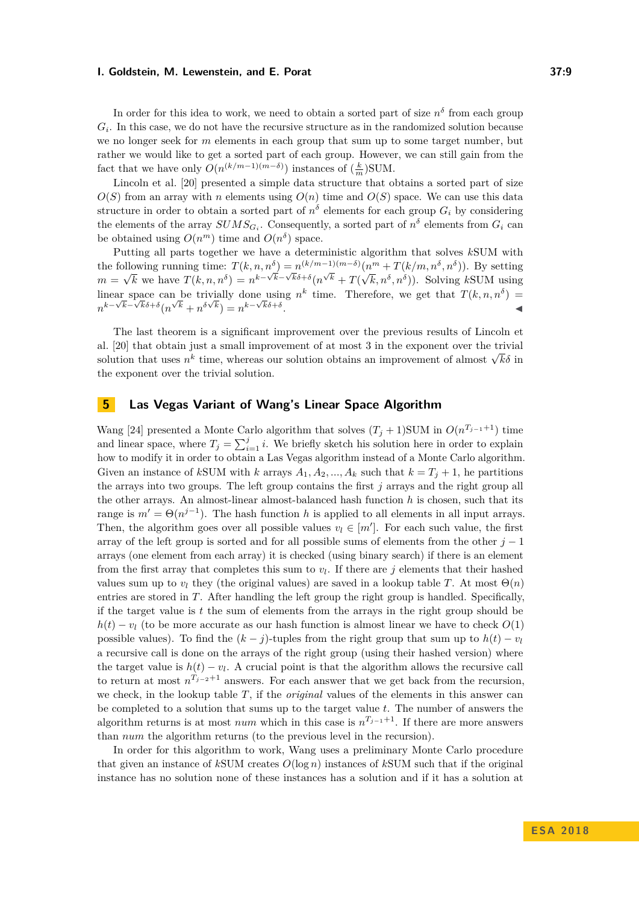In order for this idea to work, we need to obtain a sorted part of size $n^\delta$ from each group $G_i$. In this case, we do not have the recursive structure as in the randomized solution because we no longer seek for $m$ elements in each group that sum up to some target number, but rather we would like to get a sorted part of each group. However, we can still gain from the fact that we have only $O(n^{(k/m-1)(m-\delta)})$ instances of $(\frac{k}{m})$SUM.

Lincoln et al. [20] presented a simple data structure that obtains a sorted part of size $O(S)$ from an array with $n$ elements using $O(n)$ time and $O(S)$ space. We can use this data structure in order to obtain a sorted part of $n^\delta$ elements for each group $G_i$ by considering the elements of the array $SUMS_{G_i}$. Consequently, a sorted part of $n^\delta$ elements from $G_i$ can be obtained using $O(n^m)$ time and $O(n^\delta)$ space.

Putting all parts together we have a deterministic algorithm that solves $k$SUM with the following running time: $T(k,n,n^\delta) = n^{(k/m-1)(m-\delta)}(n^m + T(k/m, n^\delta, n^\delta))$. By setting $m = \sqrt{k}$ we have $T(k,n,n^\delta) = n^{k-\sqrt{k}-\sqrt{k}\delta+\delta}(n^{\sqrt{k}} + T(\sqrt{k}, n^\delta, n^\delta))$. Solving $k$SUM using linear space can be trivially done using $n^k$ time. Therefore, we get that $T(k,n,n^\delta) = n^{k-\sqrt{k}-\sqrt{k}\delta+\delta}(n^{\sqrt{k}} + n^{\delta\sqrt{k}}) = n^{k-\sqrt{k}\delta+\delta}$. ◀

The last theorem is a significant improvement over the previous results of Lincoln et al. [20] that obtain just a small improvement of at most 3 in the exponent over the trivial solution that uses $n^k$ time, whereas our solution obtains an improvement of almost $\sqrt{k}\delta$ in the exponent over the trivial solution.

## 5 Las Vegas Variant of Wang's Linear Space Algorithm

Wang [24] presented a Monte Carlo algorithm that solves $(T_j + 1)$SUM in $O(n^{T_{j-1}+1})$ time and linear space, where $T_j = \sum_{i=1}^{j} i$. We briefly sketch his solution here in order to explain how to modify it in order to obtain a Las Vegas algorithm instead of a Monte Carlo algorithm. Given an instance of $k$SUM with $k$ arrays $A_1, A_2, ..., A_k$ such that $k = T_j + 1$, he partitions the arrays into two groups. The left group contains the first $j$ arrays and the right group all the other arrays. An almost-linear almost-balanced hash function $h$ is chosen, such that its range is $m' = \Theta(n^{j-1})$. The hash function $h$ is applied to all elements in all input arrays. Then, the algorithm goes over all possible values $v_l \in [m']$. For each such value, the first array of the left group is sorted and for all possible sums of elements from the other $j-1$ arrays (one element from each array) it is checked (using binary search) if there is an element from the first array that completes this sum to $v_l$. If there are $j$ elements that their hashed values sum up to $v_l$ they (the original values) are saved in a lookup table $T$. At most $\Theta(n)$ entries are stored in $T$. After handling the left group the right group is handled. Specifically, if the target value is $t$ the sum of elements from the arrays in the right group should be $h(t) - v_l$ (to be more accurate as our hash function is almost linear we have to check $O(1)$ possible values). To find the $(k-j)$-tuples from the right group that sum up to $h(t) - v_l$ a recursive call is done on the arrays of the right group (using their hashed version) where the target value is $h(t) - v_l$. A crucial point is that the algorithm allows the recursive call to return at most $n^{T_{j-2}+1}$ answers. For each answer that we get back from the recursion, we check, in the lookup table $T$, if the *original* values of the elements in this answer can be completed to a solution that sums up to the target value $t$. The number of answers the algorithm returns is at most *num* which in this case is $n^{T_{j-1}+1}$. If there are more answers than *num* the algorithm returns (to the previous level in the recursion).

In order for this algorithm to work, Wang uses a preliminary Monte Carlo procedure that given an instance of $k$SUM creates $O(\log n)$ instances of $k$SUM such that if the original instance has no solution none of these instances has a solution and if it has a solution at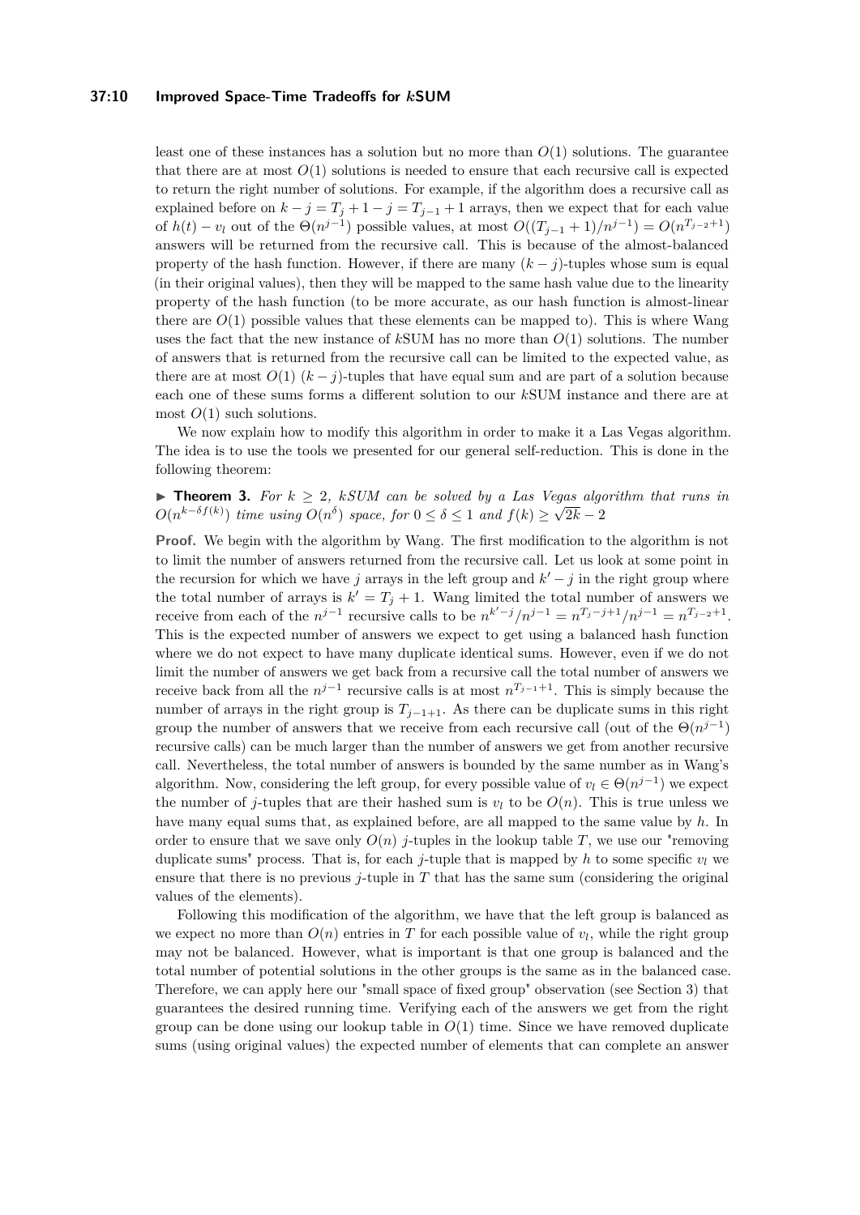least one of these instances has a solution but no more than $O(1)$ solutions. The guarantee that there are at most $O(1)$ solutions is needed to ensure that each recursive call is expected to return the right number of solutions. For example, if the algorithm does a recursive call as explained before on $k - j = T_j + 1 - j = T_{j-1} + 1$ arrays, then we expect that for each value of $h(t) - v_l$ out of the $\Theta(n^{j-1})$ possible values, at most $O((T_{j-1} + 1)/n^{j-1}) = O(n^{T_{j-2}+1})$ answers will be returned from the recursive call. This is because of the almost-balanced property of the hash function. However, if there are many $(k - j)$-tuples whose sum is equal (in their original values), then they will be mapped to the same hash value due to the linearity property of the hash function (to be more accurate, as our hash function is almost-linear there are $O(1)$ possible values that these elements can be mapped to). This is where Wang uses the fact that the new instance of $k$SUM has no more than $O(1)$ solutions. The number of answers that is returned from the recursive call can be limited to the expected value, as there are at most $O(1)$ $(k - j)$-tuples that have equal sum and are part of a solution because each one of these sums forms a different solution to our $k$SUM instance and there are at most $O(1)$ such solutions.

We now explain how to modify this algorithm in order to make it a Las Vegas algorithm. The idea is to use the tools we presented for our general self-reduction. This is done in the following theorem:

▶ **Theorem 3.** *For $k \geq 2$, kSUM can be solved by a Las Vegas algorithm that runs in $O(n^{k-\delta f(k)})$ time using $O(n^{\delta})$ space, for $0 \leq \delta \leq 1$ and $f(k) \geq \sqrt{2k} - 2$*

**Proof.** We begin with the algorithm by Wang. The first modification to the algorithm is not to limit the number of answers returned from the recursive call. Let us look at some point in the recursion for which we have $j$ arrays in the left group and $k' - j$ in the right group where the total number of arrays is $k' = T_j + 1$. Wang limited the total number of answers we receive from each of the $n^{j-1}$ recursive calls to be $n^{k'-j}/n^{j-1} = n^{T_j - j+1}/n^{j-1} = n^{T_{j-2}+1}$. This is the expected number of answers we expect to get using a balanced hash function where we do not expect to have many duplicate identical sums. However, even if we do not limit the number of answers we get back from a recursive call the total number of answers we receive back from all the $n^{j-1}$ recursive calls is at most $n^{T_{j-1}+1}$. This is simply because the number of arrays in the right group is $T_{j-1+1}$. As there can be duplicate sums in this right group the number of answers that we receive from each recursive call (out of the $\Theta(n^{j-1})$ recursive calls) can be much larger than the number of answers we get from another recursive call. Nevertheless, the total number of answers is bounded by the same number as in Wang's algorithm. Now, considering the left group, for every possible value of $v_l \in \Theta(n^{j-1})$ we expect the number of $j$-tuples that are their hashed sum is $v_l$ to be $O(n)$. This is true unless we have many equal sums that, as explained before, are all mapped to the same value by $h$. In order to ensure that we save only $O(n)$ $j$-tuples in the lookup table $T$, we use our "removing duplicate sums" process. That is, for each $j$-tuple that is mapped by $h$ to some specific $v_l$ we ensure that there is no previous $j$-tuple in $T$ that has the same sum (considering the original values of the elements).

Following this modification of the algorithm, we have that the left group is balanced as we expect no more than $O(n)$ entries in $T$ for each possible value of $v_l$, while the right group may not be balanced. However, what is important is that one group is balanced and the total number of potential solutions in the other groups is the same as in the balanced case. Therefore, we can apply here our "small space of fixed group" observation (see Section 3) that guarantees the desired running time. Verifying each of the answers we get from the right group can be done using our lookup table in $O(1)$ time. Since we have removed duplicate sums (using original values) the expected number of elements that can complete an answer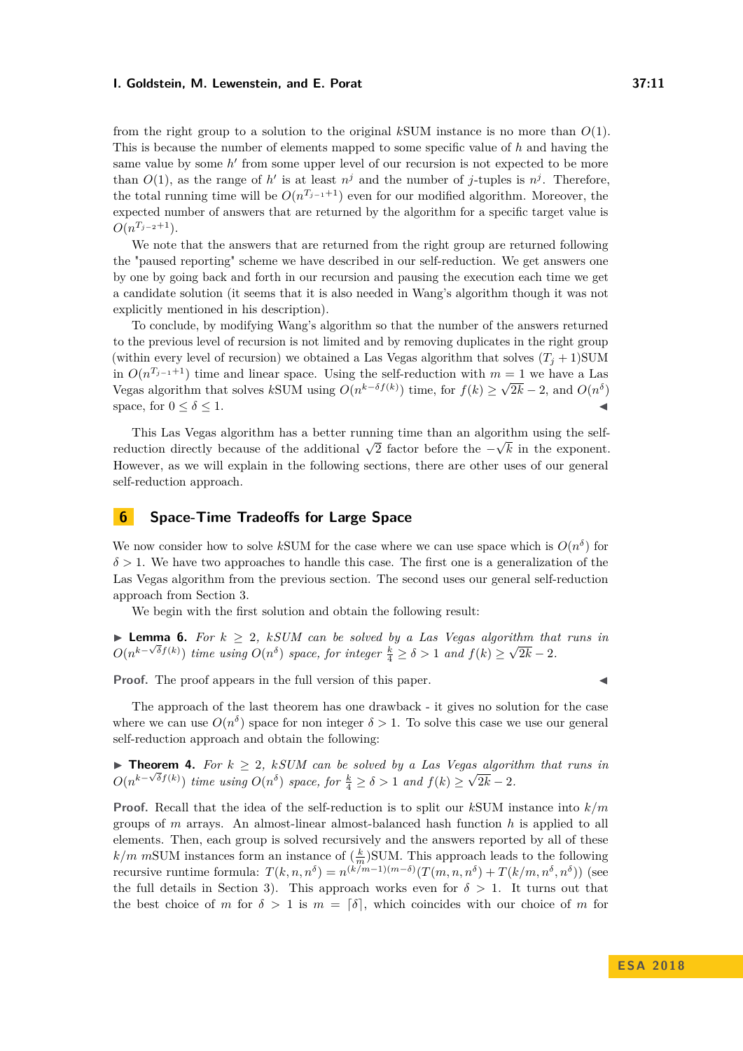from the right group to a solution to the original $k$SUM instance is no more than $O(1)$. This is because the number of elements mapped to some specific value of $h$ and having the same value by some $h'$ from some upper level of our recursion is not expected to be more than $O(1)$, as the range of $h'$ is at least $n^j$ and the number of $j$-tuples is $n^j$. Therefore, the total running time will be $O(n^{T_{j-1}+1})$ even for our modified algorithm. Moreover, the expected number of answers that are returned by the algorithm for a specific target value is $O(n^{T_{j-2}+1})$.

We note that the answers that are returned from the right group are returned following the "paused reporting" scheme we have described in our self-reduction. We get answers one by one by going back and forth in our recursion and pausing the execution each time we get a candidate solution (it seems that it is also needed in Wang's algorithm though it was not explicitly mentioned in his description).

To conclude, by modifying Wang's algorithm so that the number of the answers returned to the previous level of recursion is not limited and by removing duplicates in the right group (within every level of recursion) we obtained a Las Vegas algorithm that solves $(T_j+1)$SUM in $O(n^{T_{j-1}+1})$ time and linear space. Using the self-reduction with $m=1$ we have a Las Vegas algorithm that solves $k$SUM using $O(n^{k-\delta f(k)})$ time, for $f(k) \geq \sqrt{2k}-2$, and $O(n^{\delta})$ space, for $0 \leq \delta \leq 1$. ◀

This Las Vegas algorithm has a better running time than an algorithm using the self-reduction directly because of the additional $\sqrt{2}$ factor before the $-\sqrt{k}$ in the exponent. However, as we will explain in the following sections, there are other uses of our general self-reduction approach.

## 6 Space-Time Tradeoffs for Large Space

We now consider how to solve $k$SUM for the case where we can use space which is $O(n^{\delta})$ for $\delta > 1$. We have two approaches to handle this case. The first one is a generalization of the Las Vegas algorithm from the previous section. The second uses our general self-reduction approach from Section 3.

We begin with the first solution and obtain the following result:

▶ **Lemma 6.** *For $k \geq 2$, $k$SUM can be solved by a Las Vegas algorithm that runs in $O(n^{k-\sqrt{\delta}f(k)})$ time using $O(n^{\delta})$ space, for integer $\frac{k}{4} \geq \delta > 1$ and $f(k) \geq \sqrt{2k}-2$.*

**Proof.** The proof appears in the full version of this paper. ◀

The approach of the last theorem has one drawback - it gives no solution for the case where we can use $O(n^{\delta})$ space for non integer $\delta > 1$. To solve this case we use our general self-reduction approach and obtain the following:

▶ **Theorem 4.** *For $k \geq 2$, $k$SUM can be solved by a Las Vegas algorithm that runs in $O(n^{k-\sqrt{\delta}f(k)})$ time using $O(n^{\delta})$ space, for $\frac{k}{4} \geq \delta > 1$ and $f(k) \geq \sqrt{2k}-2$.*

**Proof.** Recall that the idea of the self-reduction is to split our $k$SUM instance into $k/m$ groups of $m$ arrays. An almost-linear almost-balanced hash function $h$ is applied to all elements. Then, each group is solved recursively and the answers reported by all of these $k/m$ $m$SUM instances form an instance of $(\frac{k}{m})$SUM. This approach leads to the following recursive runtime formula: $T(k,n,n^{\delta}) = n^{(k/m-1)(m-\delta)}(T(m,n,n^{\delta}) + T(k/m, n^{\delta}, n^{\delta}))$ (see the full details in Section 3). This approach works even for $\delta > 1$. It turns out that the best choice of $m$ for $\delta > 1$ is $m = \lceil \delta \rceil$, which coincides with our choice of $m$ for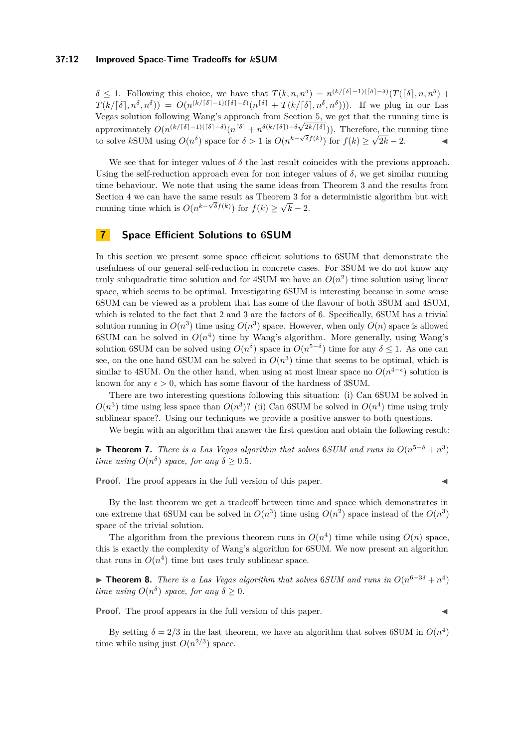$\delta \leq 1$. Following this choice, we have that $T(k,n,n^\delta) = n^{(k/\lceil\delta\rceil-1)(\lceil\delta\rceil-\delta)}(T(\lceil\delta\rceil,n,n^\delta) + T(k/\lceil\delta\rceil,n^\delta,n^\delta)) = O(n^{(k/\lceil\delta\rceil-1)(\lceil\delta\rceil-\delta)}(n^{\lceil\delta\rceil} + T(k/\lceil\delta\rceil,n^\delta,n^\delta)))$. If we plug in our Las Vegas solution following Wang's approach from Section 5, we get that the running time is approximately $O(n^{(k/\lceil\delta\rceil-1)(\lceil\delta\rceil-\delta)}(n^{\lceil\delta\rceil} + n^{\delta(k/\lceil\delta\rceil)-\delta\sqrt{2k/\lceil\delta\rceil}}))$. Therefore, the running time to solve $k$SUM using $O(n^\delta)$ space for $\delta > 1$ is $O(n^{k-\sqrt{\delta}f(k)})$ for $f(k) \geq \sqrt{2k}-2$. ◀

We see that for integer values of $\delta$ the last result coincides with the previous approach. Using the self-reduction approach even for non integer values of $\delta$, we get similar running time behaviour. We note that using the same ideas from Theorem 3 and the results from Section 4 we can have the same result as Theorem 3 for a deterministic algorithm but with running time which is $O(n^{k-\sqrt{\delta}f(k)})$ for $f(k) \geq \sqrt{k}-2$.

## 7 Space Efficient Solutions to 6SUM

In this section we present some space efficient solutions to 6SUM that demonstrate the usefulness of our general self-reduction in concrete cases. For 3SUM we do not know any truly subquadratic time solution and for 4SUM we have an $O(n^2)$ time solution using linear space, which seems to be optimal. Investigating 6SUM is interesting because in some sense 6SUM can be viewed as a problem that has some of the flavour of both 3SUM and 4SUM, which is related to the fact that 2 and 3 are the factors of 6. Specifically, 6SUM has a trivial solution running in $O(n^3)$ time using $O(n^3)$ space. However, when only $O(n)$ space is allowed 6SUM can be solved in $O(n^4)$ time by Wang's algorithm. More generally, using Wang's solution 6SUM can be solved using $O(n^\delta)$ space in $O(n^{5-\delta})$ time for any $\delta \leq 1$. As one can see, on the one hand 6SUM can be solved in $O(n^3)$ time that seems to be optimal, which is similar to 4SUM. On the other hand, when using at most linear space no $O(n^{4-\epsilon})$ solution is known for any $\epsilon > 0$, which has some flavour of the hardness of 3SUM.

There are two interesting questions following this situation: (i) Can 6SUM be solved in $O(n^3)$ time using less space than $O(n^3)$? (ii) Can 6SUM be solved in $O(n^4)$ time using truly sublinear space?. Using our techniques we provide a positive answer to both questions.

We begin with an algorithm that answer the first question and obtain the following result:

▶ **Theorem 7.** *There is a Las Vegas algorithm that solves 6SUM and runs in $O(n^{5-\delta} + n^3)$ time using $O(n^\delta)$ space, for any $\delta \geq 0.5$.*

**Proof.** The proof appears in the full version of this paper. ◀

By the last theorem we get a tradeoff between time and space which demonstrates in one extreme that 6SUM can be solved in $O(n^3)$ time using $O(n^2)$ space instead of the $O(n^3)$ space of the trivial solution.

The algorithm from the previous theorem runs in $O(n^4)$ time while using $O(n)$ space, this is exactly the complexity of Wang's algorithm for 6SUM. We now present an algorithm that runs in $O(n^4)$ time but uses truly sublinear space.

▶ **Theorem 8.** *There is a Las Vegas algorithm that solves 6SUM and runs in $O(n^{6-3\delta} + n^4)$ time using $O(n^\delta)$ space, for any $\delta \geq 0$.*

**Proof.** The proof appears in the full version of this paper. ◀

By setting $\delta = 2/3$ in the last theorem, we have an algorithm that solves 6SUM in $O(n^4)$ time while using just $O(n^{2/3})$ space.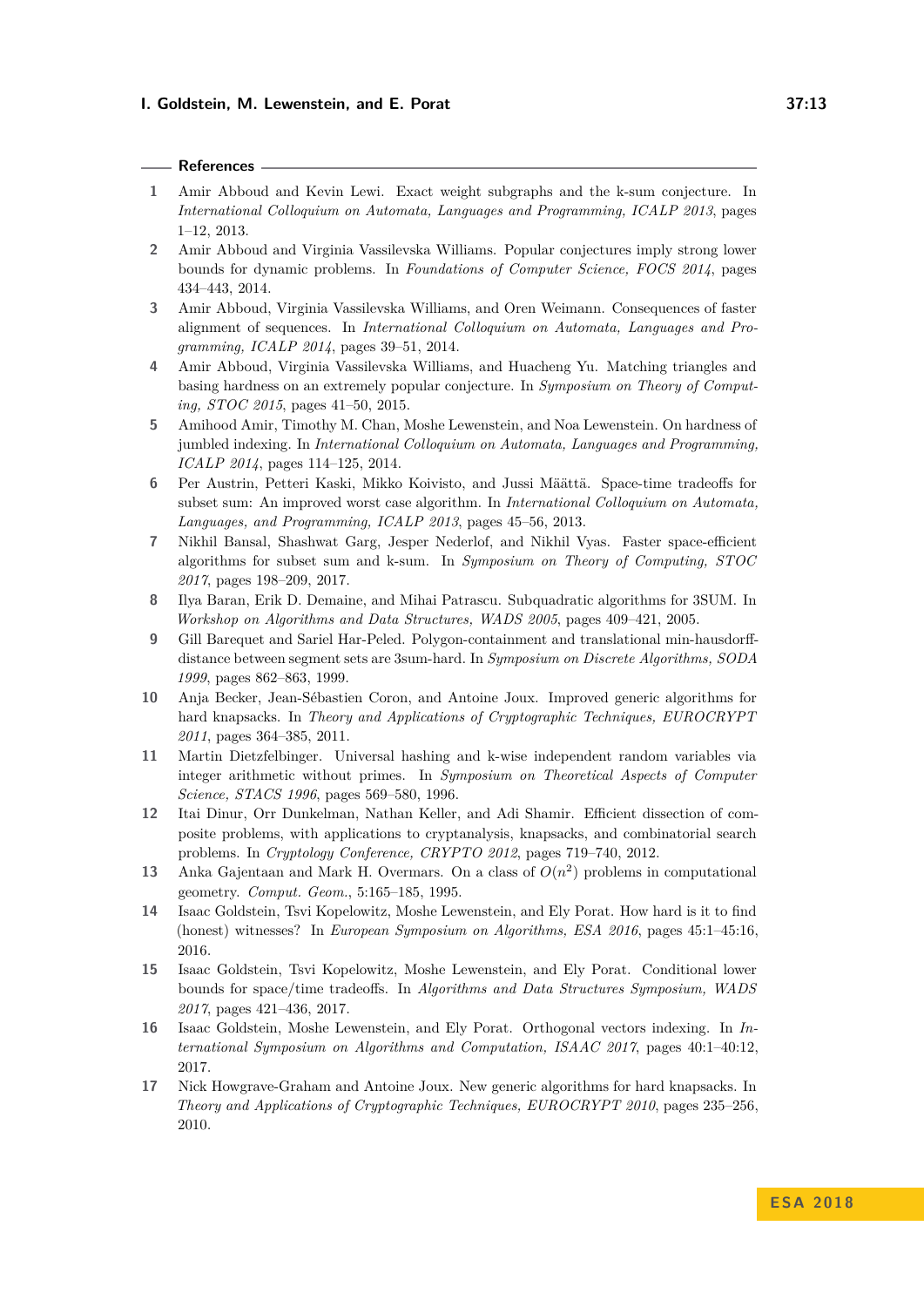## References

1. Amir Abboud and Kevin Lewi. Exact weight subgraphs and the k-sum conjecture. In *International Colloquium on Automata, Languages and Programming, ICALP 2013*, pages 1–12, 2013.
2. Amir Abboud and Virginia Vassilevska Williams. Popular conjectures imply strong lower bounds for dynamic problems. In *Foundations of Computer Science, FOCS 2014*, pages 434–443, 2014.
3. Amir Abboud, Virginia Vassilevska Williams, and Oren Weimann. Consequences of faster alignment of sequences. In *International Colloquium on Automata, Languages and Programming, ICALP 2014*, pages 39–51, 2014.
4. Amir Abboud, Virginia Vassilevska Williams, and Huacheng Yu. Matching triangles and basing hardness on an extremely popular conjecture. In *Symposium on Theory of Computing, STOC 2015*, pages 41–50, 2015.
5. Amihood Amir, Timothy M. Chan, Moshe Lewenstein, and Noa Lewenstein. On hardness of jumbled indexing. In *International Colloquium on Automata, Languages and Programming, ICALP 2014*, pages 114–125, 2014.
6. Per Austrin, Petteri Kaski, Mikko Koivisto, and Jussi Määttä. Space-time tradeoffs for subset sum: An improved worst case algorithm. In *International Colloquium on Automata, Languages, and Programming, ICALP 2013*, pages 45–56, 2013.
7. Nikhil Bansal, Shashwat Garg, Jesper Nederlof, and Nikhil Vyas. Faster space-efficient algorithms for subset sum and k-sum. In *Symposium on Theory of Computing, STOC 2017*, pages 198–209, 2017.
8. Ilya Baran, Erik D. Demaine, and Mihai Patrascu. Subquadratic algorithms for 3SUM. In *Workshop on Algorithms and Data Structures, WADS 2005*, pages 409–421, 2005.
9. Gill Barequet and Sariel Har-Peled. Polygon-containment and translational min-hausdorff-distance between segment sets are 3sum-hard. In *Symposium on Discrete Algorithms, SODA 1999*, pages 862–863, 1999.
10. Anja Becker, Jean-Sébastien Coron, and Antoine Joux. Improved generic algorithms for hard knapsacks. In *Theory and Applications of Cryptographic Techniques, EUROCRYPT 2011*, pages 364–385, 2011.
11. Martin Dietzfelbinger. Universal hashing and k-wise independent random variables via integer arithmetic without primes. In *Symposium on Theoretical Aspects of Computer Science, STACS 1996*, pages 569–580, 1996.
12. Itai Dinur, Orr Dunkelman, Nathan Keller, and Adi Shamir. Efficient dissection of composite problems, with applications to cryptanalysis, knapsacks, and combinatorial search problems. In *Cryptology Conference, CRYPTO 2012*, pages 719–740, 2012.
13. Anka Gajentaan and Mark H. Overmars. On a class of $O(n^2)$ problems in computational geometry. *Comput. Geom.*, 5:165–185, 1995.
14. Isaac Goldstein, Tsvi Kopelowitz, Moshe Lewenstein, and Ely Porat. How hard is it to find (honest) witnesses? In *European Symposium on Algorithms, ESA 2016*, pages 45:1–45:16, 2016.
15. Isaac Goldstein, Tsvi Kopelowitz, Moshe Lewenstein, and Ely Porat. Conditional lower bounds for space/time tradeoffs. In *Algorithms and Data Structures Symposium, WADS 2017*, pages 421–436, 2017.
16. Isaac Goldstein, Moshe Lewenstein, and Ely Porat. Orthogonal vectors indexing. In *International Symposium on Algorithms and Computation, ISAAC 2017*, pages 40:1–40:12, 2017.
17. Nick Howgrave-Graham and Antoine Joux. New generic algorithms for hard knapsacks. In *Theory and Applications of Cryptographic Techniques, EUROCRYPT 2010*, pages 235–256, 2010.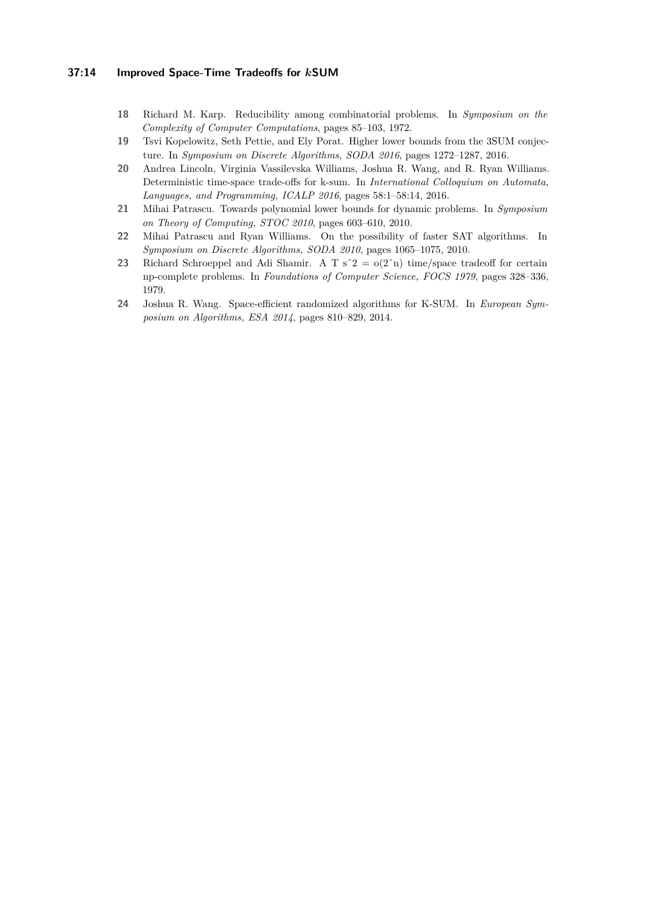18 Richard M. Karp. Reducibility among combinatorial problems. In *Symposium on the Complexity of Computer Computations*, pages 85–103, 1972.

19 Tsvi Kopelowitz, Seth Pettie, and Ely Porat. Higher lower bounds from the 3SUM conjecture. In *Symposium on Discrete Algorithms, SODA 2016*, pages 1272–1287, 2016.

20 Andrea Lincoln, Virginia Vassilevska Williams, Joshua R. Wang, and R. Ryan Williams. Deterministic time-space trade-offs for k-sum. In *International Colloquium on Automata, Languages, and Programming, ICALP 2016*, pages 58:1–58:14, 2016.

21 Mihai Patrascu. Towards polynomial lower bounds for dynamic problems. In *Symposium on Theory of Computing, STOC 2010*, pages 603–610, 2010.

22 Mihai Patrascu and Ryan Williams. On the possibility of faster SAT algorithms. In *Symposium on Discrete Algorithms, SODA 2010*, pages 1065–1075, 2010.

23 Richard Schroeppel and Adi Shamir. A T sˆ2 = o(2ˆn) time/space tradeoff for certain np-complete problems. In *Foundations of Computer Science, FOCS 1979*, pages 328–336, 1979.

24 Joshua R. Wang. Space-efficient randomized algorithms for K-SUM. In *European Symposium on Algorithms, ESA 2014*, pages 810–829, 2014.